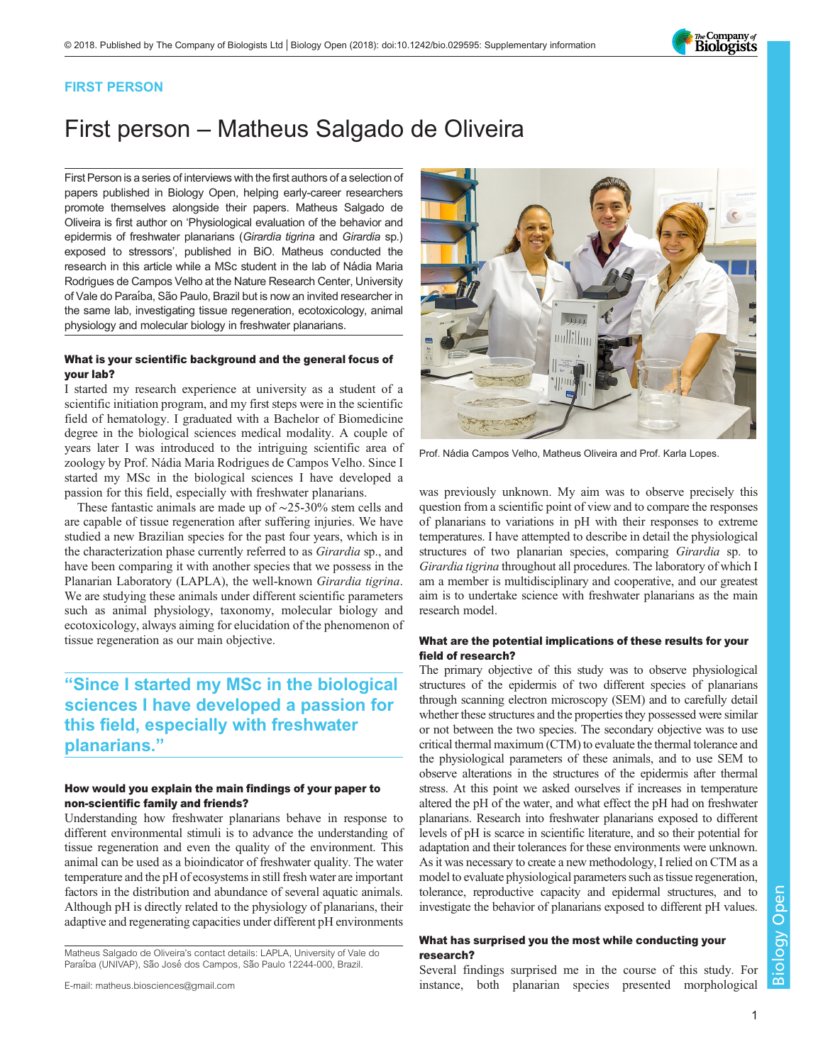FIRST PERSON

# First person – Matheus Salgado de Oliveira

First Person is a series of interviews with the first authors of a selection of papers published in Biology Open, helping early-career researchers promote themselves alongside their papers. Matheus Salgado de Oliveira is first author on 'Physiological evaluation of the behavior and epidermis of freshwater planarians (*Girardia tigrina* and *Girardia* sp.) exposed to stressors', published in BiO. Matheus conducted the research in this article while a MSc student in the lab of Nádia Maria Rodrigues de Campos Velho at the Nature Research Center, University of Vale do Paraíba, São Paulo, Brazil but is now an invited researcher in the same lab, investigating tissue regeneration, ecotoxicology, animal physiology and molecular biology in freshwater planarians.

### What is your scientific background and the general focus of your lab?

I started my research experience at university as a student of a scientific initiation program, and my first steps were in the scientific field of hematology. I graduated with a Bachelor of Biomedicine degree in the biological sciences medical modality. A couple of years later I was introduced to the intriguing scientific area of zoology by Prof. Nádia Maria Rodrigues de Campos Velho. Since I started my MSc in the biological sciences I have developed a passion for this field, especially with freshwater planarians.

These fantastic animals are made up of ∼25-30% stem cells and are capable of tissue regeneration after suffering injuries. We have studied a new Brazilian species for the past four years, which is in the characterization phase currently referred to as *Girardia* sp., and have been comparing it with another species that we possess in the Planarian Laboratory (LAPLA), the well-known *Girardia tigrina*. We are studying these animals under different scientific parameters such as animal physiology, taxonomy, molecular biology and ecotoxicology, always aiming for elucidation of the phenomenon of tissue regeneration as our main objective.

> **"Since I started my MSc in the biological sciences I have developed a passion for this field, especially with freshwater planarians."**

### How would you explain the main findings of your paper to non-scientific family and friends?

Understanding how freshwater planarians behave in response to different environmental stimuli is to advance the understanding of tissue regeneration and even the quality of the environment. This animal can be used as a bioindicator of freshwater quality. The water temperature and the pH of ecosystems in still fresh water are important factors in the distribution and abundance of several aquatic animals. Although pH is directly related to the physiology of planarians, their adaptive and regenerating capacities under different pH environments was previously unknown. My aim was to observe precisely this question from a scientific point of view and to compare the responses of planarians to variations in pH with their responses to extreme temperatures. I have attempted to describe in detail the physiological structures of two planarian species, comparing *Girardia* sp. to *Girardia tigrina* throughout all procedures. The laboratory of which I am a member is multidisciplinary and cooperative, and our greatest aim is to undertake science with freshwater planarians as the main research model.

Prof. Nádia Campos Velho, Matheus Oliveira and Prof. Karla Lopes.

### What are the potential implications of these results for your field of research?

The primary objective of this study was to observe physiological structures of the epidermis of two different species of planarians through scanning electron microscopy (SEM) and to carefully detail whether these structures and the properties they possessed were similar or not between the two species. The secondary objective was to use critical thermal maximum (CTM) to evaluate the thermal tolerance and the physiological parameters of these animals, and to use SEM to observe alterations in the structures of the epidermis after thermal stress. At this point we asked ourselves if increases in temperature altered the pH of the water, and what effect the pH had on freshwater planarians. Research into freshwater planarians exposed to different levels of pH is scarce in scientific literature, and so their potential for adaptation and their tolerances for these environments were unknown. As it was necessary to create a new methodology, I relied on CTM as a model to evaluate physiological parameters such as tissue regeneration, tolerance, reproductive capacity and epidermal structures, and to investigate the behavior of planarians exposed to different pH values.

### What has surprised you the most while conducting your research?

Several findings surprised me in the course of this study. For instance, both planarian species presented morphological

Matheus Salgado de Oliveira's contact details: LAPLA, University of Vale do Paraíba (UNIVAP), São José dos Campos, São Paulo 12244-000, Brazil.

E-mail: matheus.biosciences@gmail.com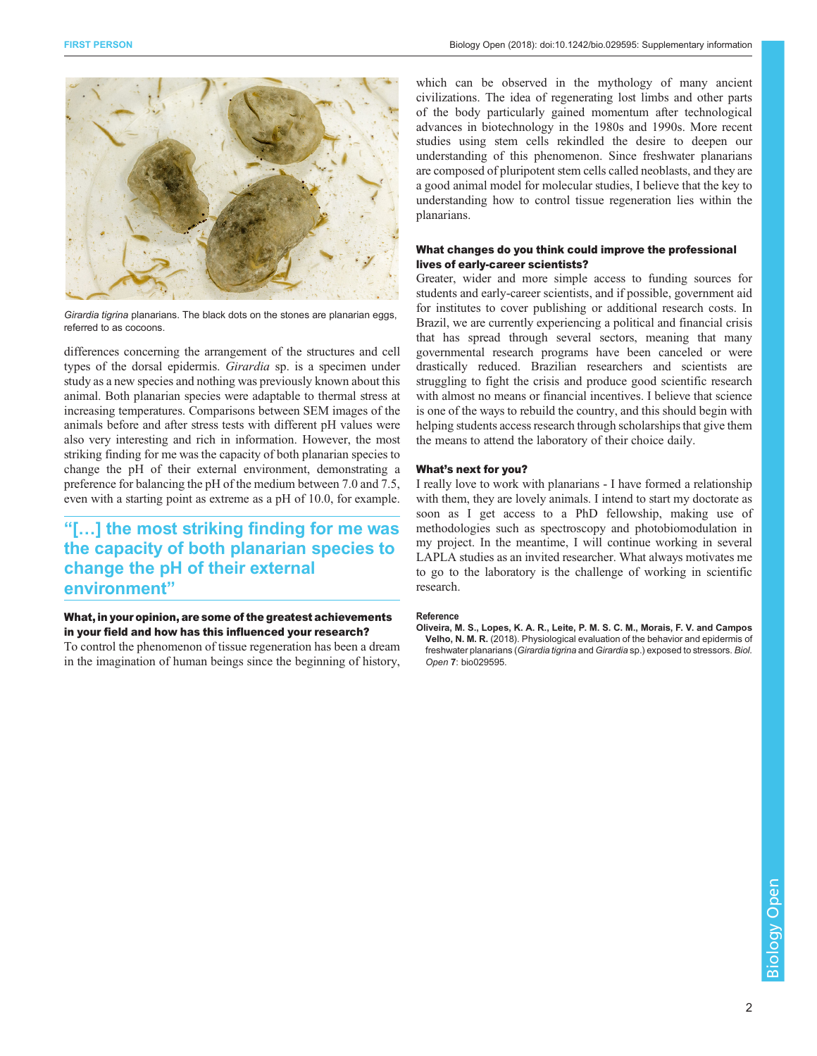*Girardia tigrina* planarians. The black dots on the stones are planarian eggs, referred to as cocoons.

differences concerning the arrangement of the structures and cell types of the dorsal epidermis. *Girardia* sp. is a specimen under study as a new species and nothing was previously known about this animal. Both planarian species were adaptable to thermal stress at increasing temperatures. Comparisons between SEM images of the animals before and after stress tests with different pH values were also very interesting and rich in information. However, the most striking finding for me was the capacity of both planarian species to change the pH of their external environment, demonstrating a preference for balancing the pH of the medium between 7.0 and 7.5, even with a starting point as extreme as a pH of 10.0, for example.

> "[…] the most striking finding for me was the capacity of both planarian species to change the pH of their external environment"

### What, in your opinion, are some of the greatest achievements in your field and how has this influenced your research?

To control the phenomenon of tissue regeneration has been a dream in the imagination of human beings since the beginning of history, which can be observed in the mythology of many ancient civilizations. The idea of regenerating lost limbs and other parts of the body particularly gained momentum after technological advances in biotechnology in the 1980s and 1990s. More recent studies using stem cells rekindled the desire to deepen our understanding of this phenomenon. Since freshwater planarians are composed of pluripotent stem cells called neoblasts, and they are a good animal model for molecular studies, I believe that the key to understanding how to control tissue regeneration lies within the planarians.

### What changes do you think could improve the professional lives of early-career scientists?

Greater, wider and more simple access to funding sources for students and early-career scientists, and if possible, government aid for institutes to cover publishing or additional research costs. In Brazil, we are currently experiencing a political and financial crisis that has spread through several sectors, meaning that many governmental research programs have been canceled or were drastically reduced. Brazilian researchers and scientists are struggling to fight the crisis and produce good scientific research with almost no means or financial incentives. I believe that science is one of the ways to rebuild the country, and this should begin with helping students access research through scholarships that give them the means to attend the laboratory of their choice daily.

### What's next for you?

I really love to work with planarians - I have formed a relationship with them, they are lovely animals. I intend to start my doctorate as soon as I get access to a PhD fellowship, making use of methodologies such as spectroscopy and photobiomodulation in my project. In the meantime, I will continue working in several LAPLA studies as an invited researcher. What always motivates me to go to the laboratory is the challenge of working in scientific research.

#### Reference

**Oliveira, M. S., Lopes, K. A. R., Leite, P. M. S. C. M., Morais, F. V. and Campos Velho, N. M. R.** (2018). Physiological evaluation of the behavior and epidermis of freshwater planarians (*Girardia tigrina* and *Girardia* sp.) exposed to stressors. *Biol. Open* **7**: bio029595.